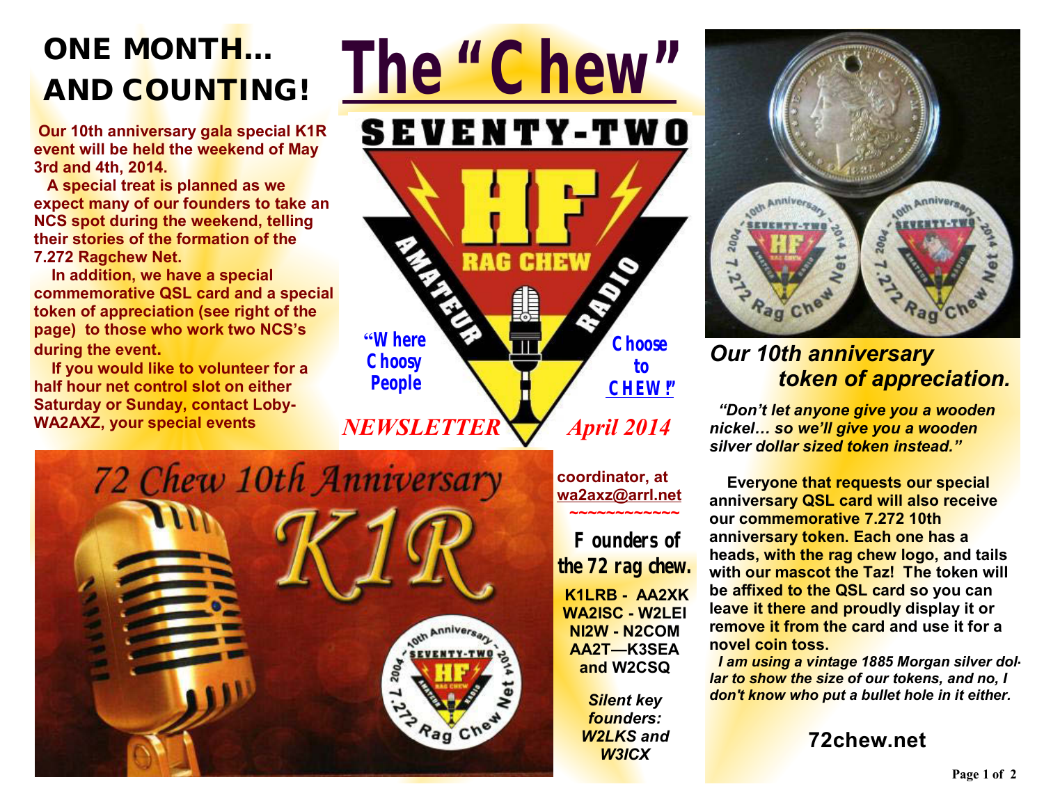# The "Chew"

SEVENTY-TWO HF RAG CHEW AMATEUR RADIO

"Where Choosy People Choose to CHEW!"

*NEWSLETTER* *April 2014*

## ONE MONTH… AND COUNTING!

**Our 10th anniversary gala special K1R event will be held the weekend of May 3rd and 4th, 2014.**

**A special treat is planned as we expect many of our founders to take an NCS spot during the weekend, telling their stories of the formation of the 7.272 Ragchew Net.**

**In addition, we have a special commemorative QSL card and a special token of appreciation (see right of the page) to those who work two NCS's during the event.**

**If you would like to volunteer for a half hour net control slot on either Saturday or Sunday, contact Loby-WA2AXZ, your special events coordinator, at wa2axz@arrl.net**

~~~~~~~~~~~~~

72 Chew 10th Anniversary K1R

### Founders of the 72 rag chew.

**K1LRB - AA2XK**
**WA2ISC - W2LEI**
**NI2W - N2COM**
**AA2T—K3SEA**
**and W2CSQ**

***Silent key founders: W2LKS and W3ICX***

## *Our 10th anniversary token of appreciation.*

***"Don't let anyone give you a wooden nickel… so we'll give you a wooden silver dollar sized token instead."***

**Everyone that requests our special anniversary QSL card will also receive our commemorative 7.272 10th anniversary token. Each one has a heads, with the rag chew logo, and tails with our mascot the Taz! The token will be affixed to the QSL card so you can leave it there and proudly display it or remove it from the card and use it for a novel coin toss.**

***I am using a vintage 1885 Morgan silver dollar to show the size of our tokens, and no, I don't know who put a bullet hole in it either.***

**72chew.net**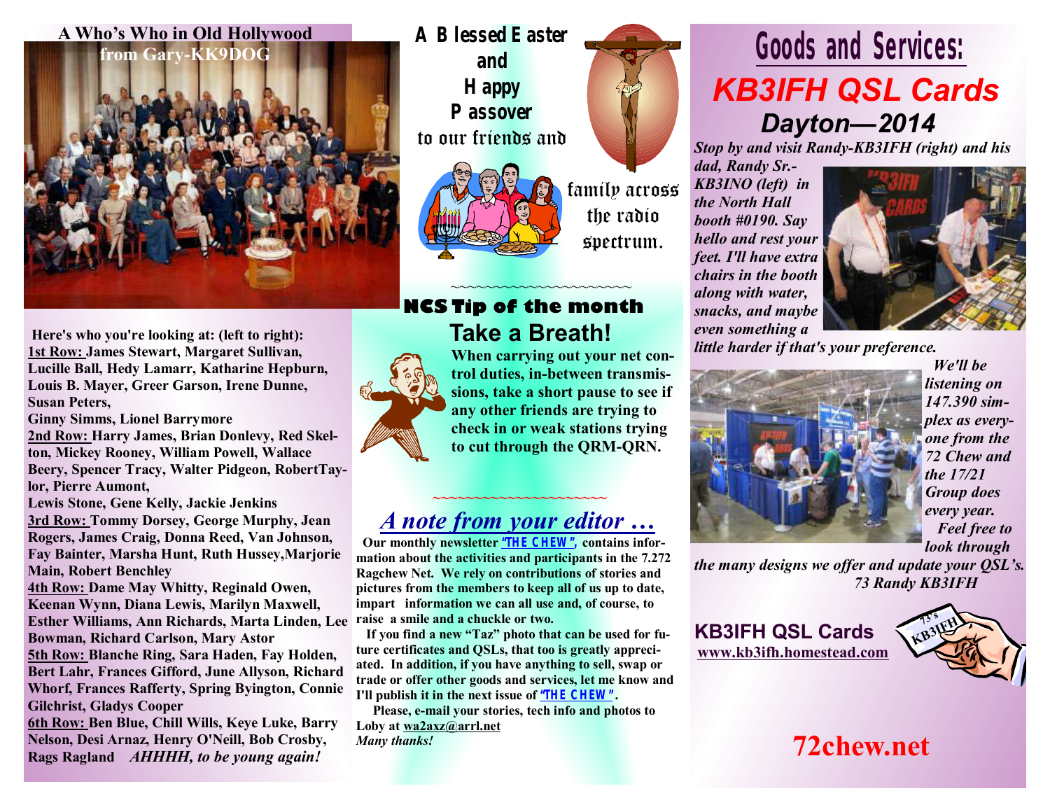## A Who's Who in Old Hollywood from Gary-KK9DOG

**Here's who you're looking at: (left to right):**

**1st Row:** James Stewart, Margaret Sullivan, Lucille Ball, Hedy Lamarr, Katharine Hepburn, Louis B. Mayer, Greer Garson, Irene Dunne, Susan Peters, Ginny Simms, Lionel Barrymore

**2nd Row:** Harry James, Brian Donlevy, Red Skelton, Mickey Rooney, William Powell, Wallace Beery, Spencer Tracy, Walter Pidgeon, RobertTaylor, Pierre Aumont, Lewis Stone, Gene Kelly, Jackie Jenkins

**3rd Row:** Tommy Dorsey, George Murphy, Jean Rogers, James Craig, Donna Reed, Van Johnson, Fay Bainter, Marsha Hunt, Ruth Hussey,Marjorie Main, Robert Benchley

**4th Row:** Dame May Whitty, Reginald Owen, Keenan Wynn, Diana Lewis, Marilyn Maxwell, Esther Williams, Ann Richards, Marta Linden, Lee Bowman, Richard Carlson, Mary Astor

**5th Row:** Blanche Ring, Sara Haden, Fay Holden, Bert Lahr, Frances Gifford, June Allyson, Richard Whorf, Frances Rafferty, Spring Byington, Connie Gilchrist, Gladys Cooper

**6th Row:** Ben Blue, Chill Wills, Keye Luke, Barry Nelson, Desi Arnaz, Henry O'Neill, Bob Crosby, Rags Ragland *AHHHH, to be young again!*

**A Blessed Easter and Happy Passover**
to our friends and family across the radio spectrum.

~~~~~~~~~~~~~~~~~~~~~~

## NCS Tip of the month

### Take a Breath!

**When carrying out your net control duties, in-between transmissions, take a short pause to see if any other friends are trying to check in or weak stations trying to cut through the QRM-QRN.**

~~~~~~~~~~~~~~~~~~~~~~

## *A note from your editor …*

**Our monthly newsletter "THE CHEW", contains information about the activities and participants in the 7.272 Ragchew Net. We rely on contributions of stories and pictures from the members to keep all of us up to date, impart information we can all use and, of course, to raise a smile and a chuckle or two.**

**If you find a new "Taz" photo that can be used for future certificates and QSLs, that too is greatly appreciated. In addition, if you have anything to sell, swap or trade or offer other goods and services, let me know and I'll publish it in the next issue of "THE CHEW".**

**Please, e-mail your stories, tech info and photos to Loby at wa2axz@arrl.net**
*Many thanks!*

## Goods and Services:

## *KB3IFH QSL Cards*
### *Dayton—2014*

***Stop by and visit Randy-KB3IFH (right) and his dad, Randy Sr.-KB3INO (left) in the North Hall booth #0190. Say hello and rest your feet. I'll have extra chairs in the booth along with water, snacks, and maybe even something a little harder if that's your preference.***

***We'll be listening on 147.390 simplex as everyone from the 72 Chew and the 17/21 Group does every year.***

***Feel free to look through the many designs we offer and update your QSL's.***
***73 Randy KB3IFH***

**KB3IFH QSL Cards**
**www.kb3ifh.homestead.com**

**72chew.net**